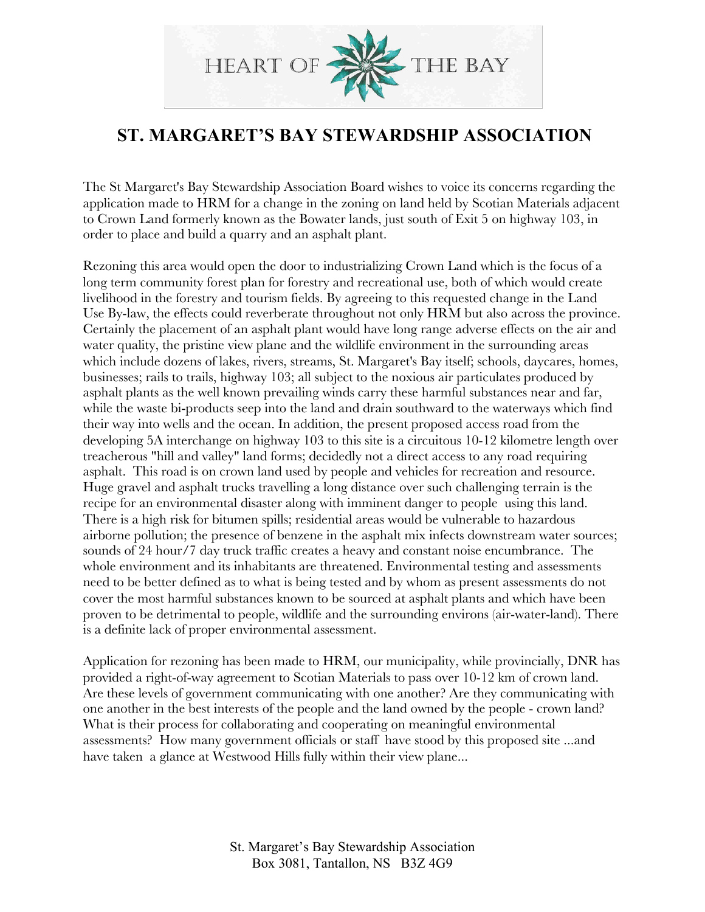HEART OF THE BAY

# ST. MARGARET'S BAY STEWARDSHIP ASSOCIATION

The St Margaret's Bay Stewardship Association Board wishes to voice its concerns regarding the application made to HRM for a change in the zoning on land held by Scotian Materials adjacent to Crown Land formerly known as the Bowater lands, just south of Exit 5 on highway 103, in order to place and build a quarry and an asphalt plant.

Rezoning this area would open the door to industrializing Crown Land which is the focus of a long term community forest plan for forestry and recreational use, both of which would create livelihood in the forestry and tourism fields. By agreeing to this requested change in the Land Use By-law, the effects could reverberate throughout not only HRM but also across the province. Certainly the placement of an asphalt plant would have long range adverse effects on the air and water quality, the pristine view plane and the wildlife environment in the surrounding areas which include dozens of lakes, rivers, streams, St. Margaret's Bay itself; schools, daycares, homes, businesses; rails to trails, highway 103; all subject to the noxious air particulates produced by asphalt plants as the well known prevailing winds carry these harmful substances near and far, while the waste bi-products seep into the land and drain southward to the waterways which find their way into wells and the ocean. In addition, the present proposed access road from the developing 5A interchange on highway 103 to this site is a circuitous 10-12 kilometre length over treacherous "hill and valley" land forms; decidedly not a direct access to any road requiring asphalt. This road is on crown land used by people and vehicles for recreation and resource. Huge gravel and asphalt trucks travelling a long distance over such challenging terrain is the recipe for an environmental disaster along with imminent danger to people using this land. There is a high risk for bitumen spills; residential areas would be vulnerable to hazardous airborne pollution; the presence of benzene in the asphalt mix infects downstream water sources; sounds of 24 hour/7 day truck traffic creates a heavy and constant noise encumbrance. The whole environment and its inhabitants are threatened. Environmental testing and assessments need to be better defined as to what is being tested and by whom as present assessments do not cover the most harmful substances known to be sourced at asphalt plants and which have been proven to be detrimental to people, wildlife and the surrounding environs (air-water-land). There is a definite lack of proper environmental assessment.

Application for rezoning has been made to HRM, our municipality, while provincially, DNR has provided a right-of-way agreement to Scotian Materials to pass over 10-12 km of crown land. Are these levels of government communicating with one another? Are they communicating with one another in the best interests of the people and the land owned by the people - crown land? What is their process for collaborating and cooperating on meaningful environmental assessments? How many government officials or staff have stood by this proposed site ...and have taken a glance at Westwood Hills fully within their view plane...

St. Margaret's Bay Stewardship Association
Box 3081, Tantallon, NS B3Z 4G9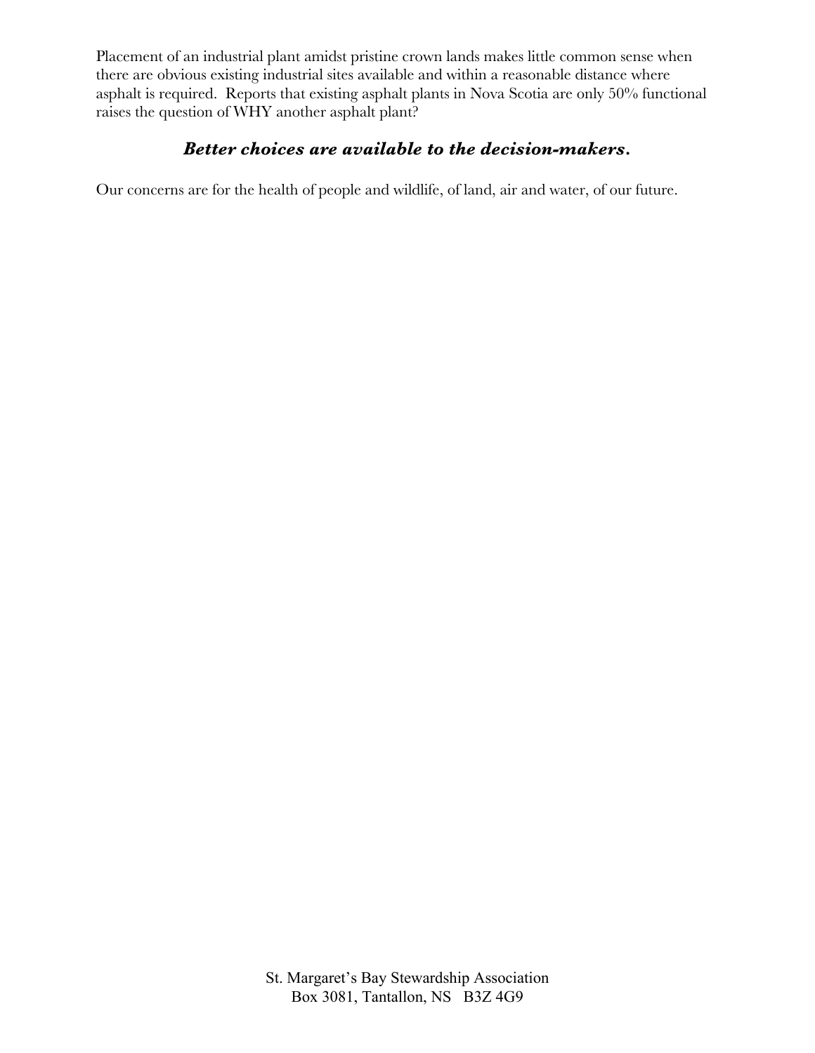Placement of an industrial plant amidst pristine crown lands makes little common sense when there are obvious existing industrial sites available and within a reasonable distance where asphalt is required. Reports that existing asphalt plants in Nova Scotia are only 50% functional raises the question of WHY another asphalt plant?

***Better choices are available to the decision-makers.***

Our concerns are for the health of people and wildlife, of land, air and water, of our future.

St. Margaret's Bay Stewardship Association
Box 3081, Tantallon, NS B3Z 4G9